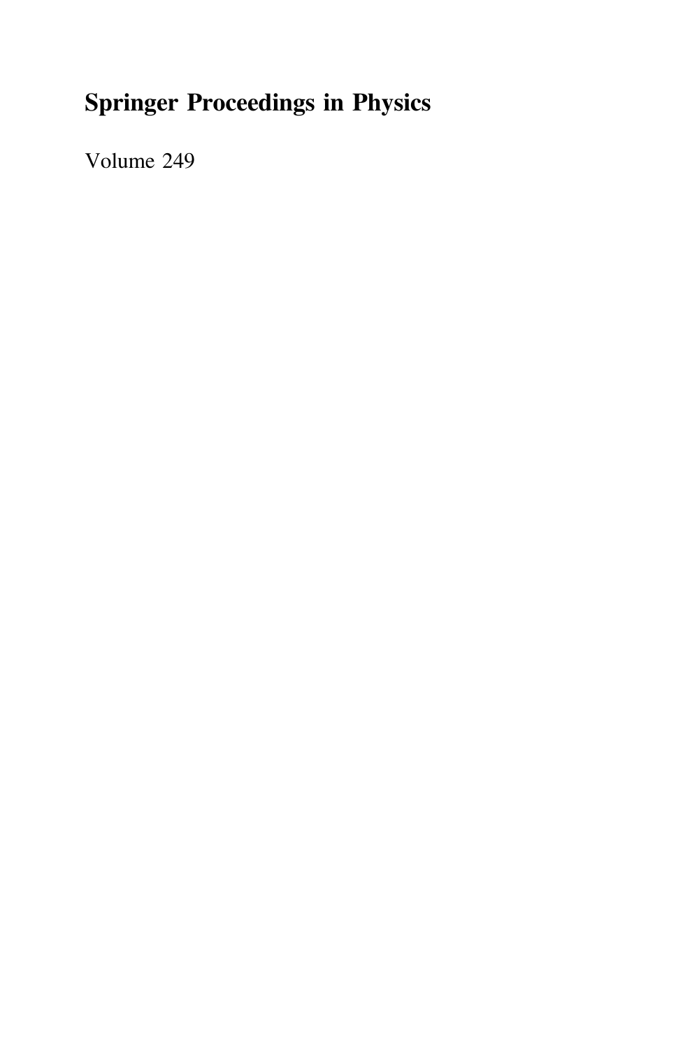# Springer Proceedings in Physics

Volume 249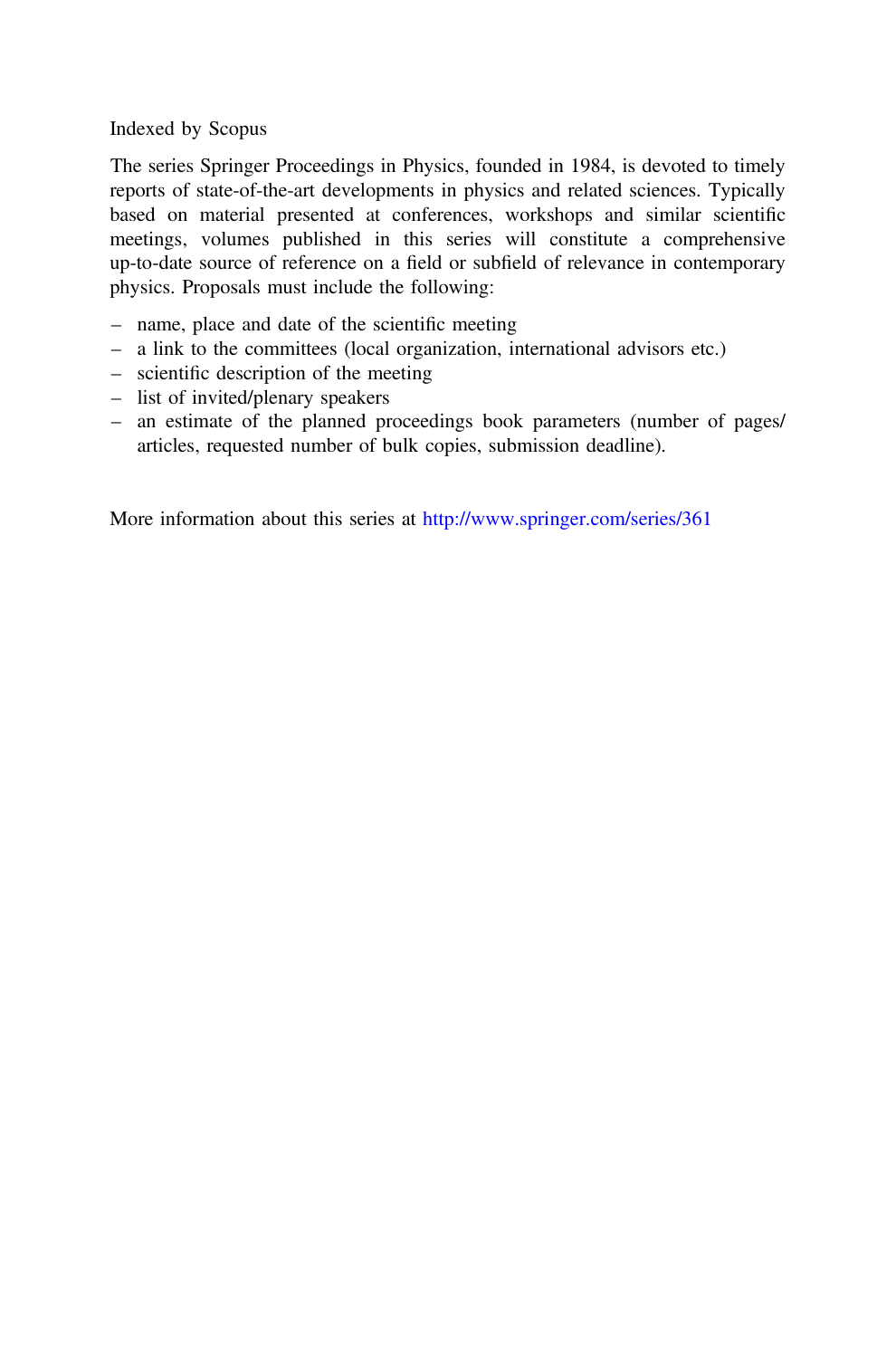Indexed by Scopus

The series Springer Proceedings in Physics, founded in 1984, is devoted to timely reports of state-of-the-art developments in physics and related sciences. Typically based on material presented at conferences, workshops and similar scientific meetings, volumes published in this series will constitute a comprehensive up-to-date source of reference on a field or subfield of relevance in contemporary physics. Proposals must include the following:

- name, place and date of the scientific meeting
- a link to the committees (local organization, international advisors etc.)
- scientific description of the meeting
- list of invited/plenary speakers
- an estimate of the planned proceedings book parameters (number of pages/ articles, requested number of bulk copies, submission deadline).

More information about this series at http://www.springer.com/series/361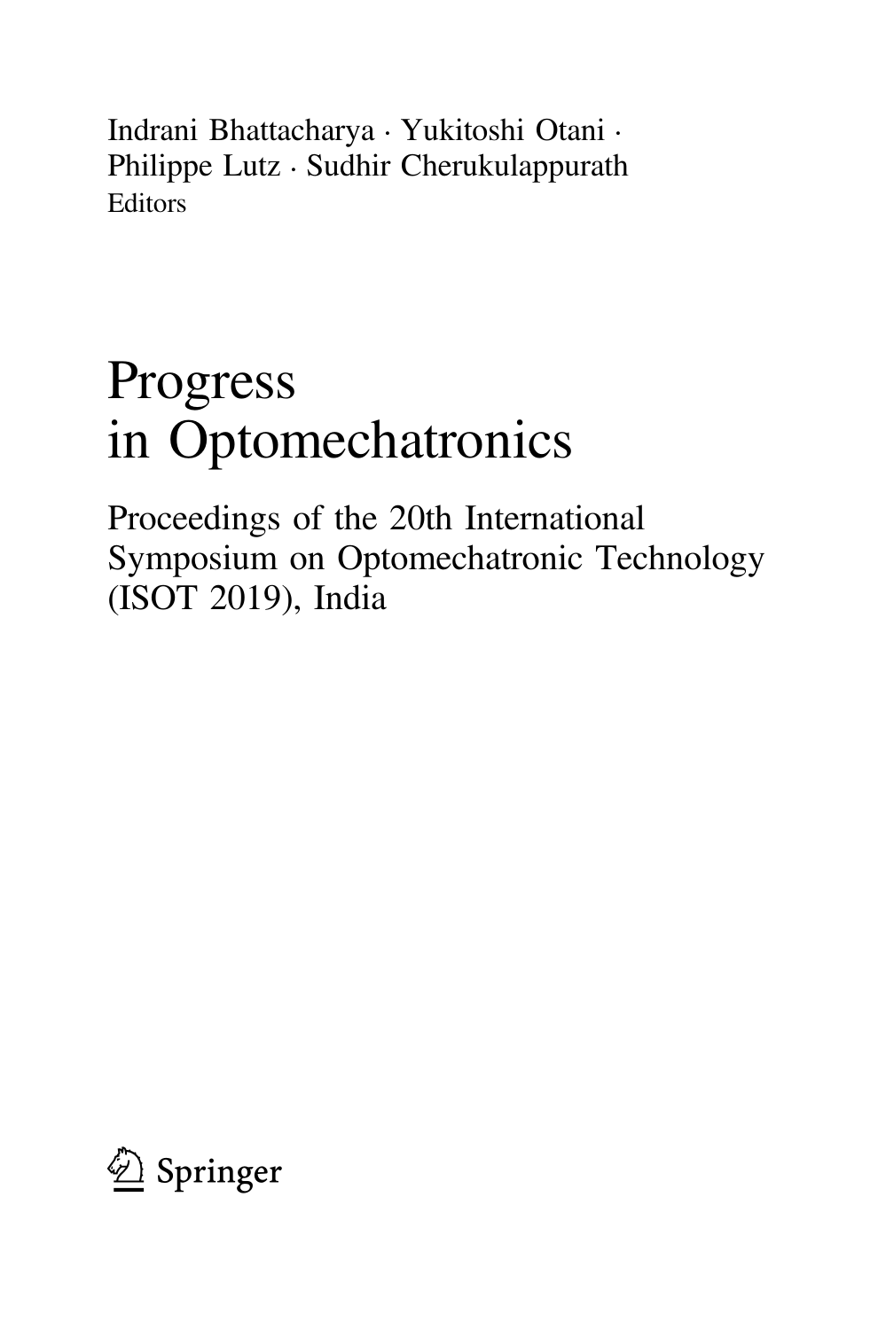Indrani Bhattacharya · Yukitoshi Otani · Philippe Lutz · Sudhir Cherukulappurath
Editors

# Progress in Optomechatronics

## Proceedings of the 20th International Symposium on Optomechatronic Technology (ISOT 2019), India

Springer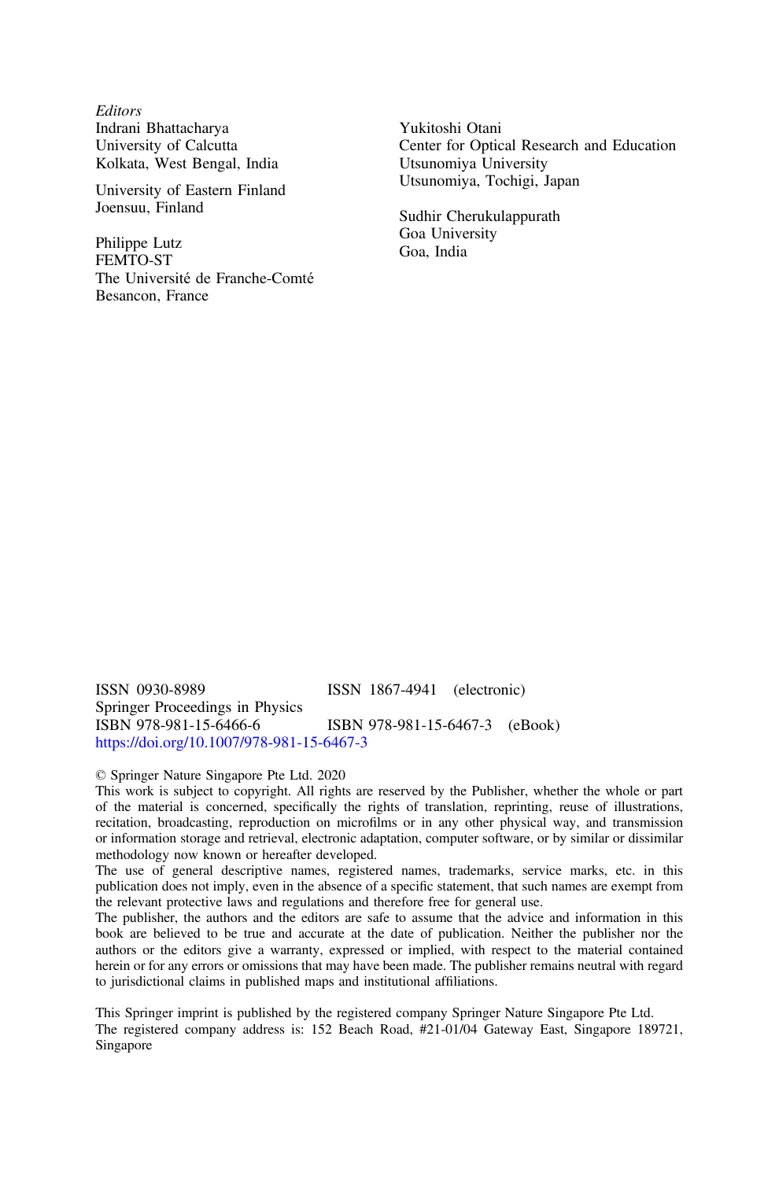*Editors*

Indrani Bhattacharya
University of Calcutta
Kolkata, West Bengal, India

University of Eastern Finland
Joensuu, Finland

Philippe Lutz
FEMTO-ST
The Université de Franche-Comté
Besancon, France

Yukitoshi Otani
Center for Optical Research and Education
Utsunomiya University
Utsunomiya, Tochigi, Japan

Sudhir Cherukulappurath
Goa University
Goa, India

ISSN 0930-8989 ISSN 1867-4941 (electronic)
Springer Proceedings in Physics
ISBN 978-981-15-6466-6 ISBN 978-981-15-6467-3 (eBook)
https://doi.org/10.1007/978-981-15-6467-3

© Springer Nature Singapore Pte Ltd. 2020

This work is subject to copyright. All rights are reserved by the Publisher, whether the whole or part of the material is concerned, specifically the rights of translation, reprinting, reuse of illustrations, recitation, broadcasting, reproduction on microfilms or in any other physical way, and transmission or information storage and retrieval, electronic adaptation, computer software, or by similar or dissimilar methodology now known or hereafter developed.

The use of general descriptive names, registered names, trademarks, service marks, etc. in this publication does not imply, even in the absence of a specific statement, that such names are exempt from the relevant protective laws and regulations and therefore free for general use.

The publisher, the authors and the editors are safe to assume that the advice and information in this book are believed to be true and accurate at the date of publication. Neither the publisher nor the authors or the editors give a warranty, expressed or implied, with respect to the material contained herein or for any errors or omissions that may have been made. The publisher remains neutral with regard to jurisdictional claims in published maps and institutional affiliations.

This Springer imprint is published by the registered company Springer Nature Singapore Pte Ltd.
The registered company address is: 152 Beach Road, #21-01/04 Gateway East, Singapore 189721, Singapore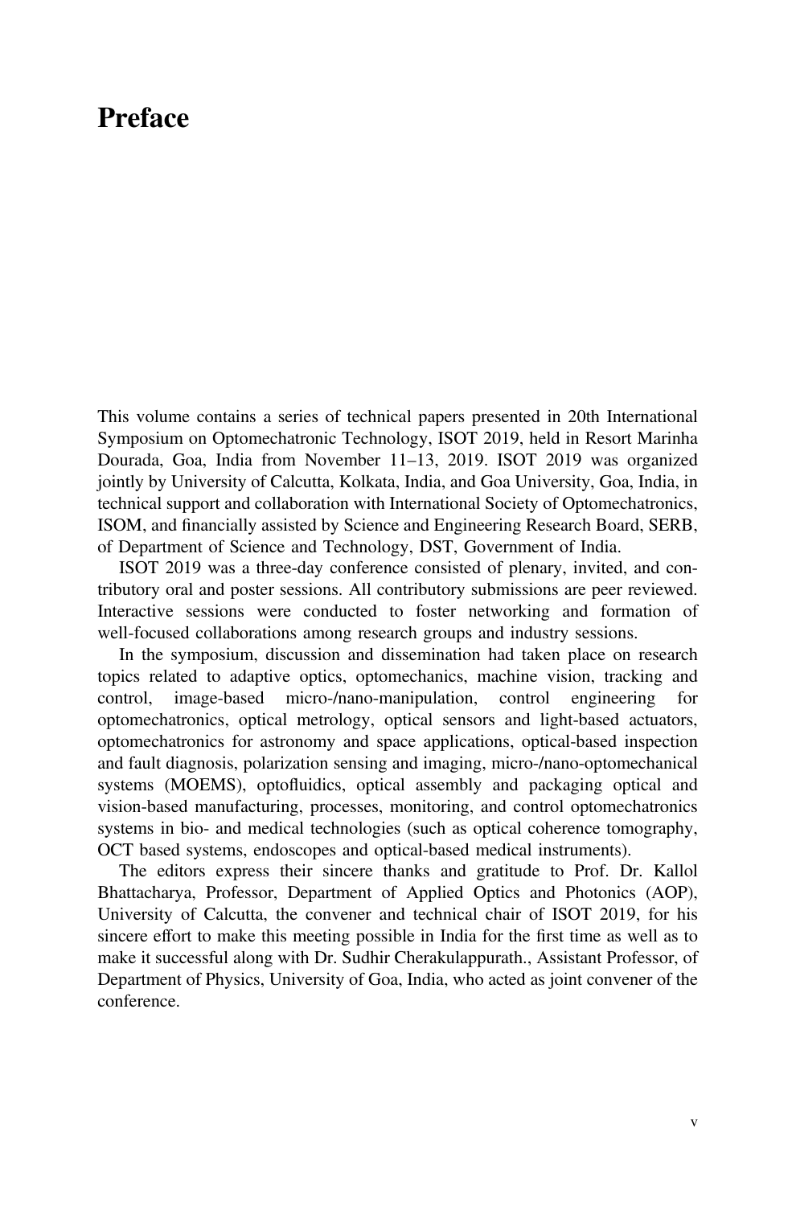# Preface

This volume contains a series of technical papers presented in 20th International Symposium on Optomechatronic Technology, ISOT 2019, held in Resort Marinha Dourada, Goa, India from November 11–13, 2019. ISOT 2019 was organized jointly by University of Calcutta, Kolkata, India, and Goa University, Goa, India, in technical support and collaboration with International Society of Optomechatronics, ISOM, and financially assisted by Science and Engineering Research Board, SERB, of Department of Science and Technology, DST, Government of India.

ISOT 2019 was a three-day conference consisted of plenary, invited, and contributory oral and poster sessions. All contributory submissions are peer reviewed. Interactive sessions were conducted to foster networking and formation of well-focused collaborations among research groups and industry sessions.

In the symposium, discussion and dissemination had taken place on research topics related to adaptive optics, optomechanics, machine vision, tracking and control, image-based micro-/nano-manipulation, control engineering for optomechatronics, optical metrology, optical sensors and light-based actuators, optomechatronics for astronomy and space applications, optical-based inspection and fault diagnosis, polarization sensing and imaging, micro-/nano-optomechanical systems (MOEMS), optofluidics, optical assembly and packaging optical and vision-based manufacturing, processes, monitoring, and control optomechatronics systems in bio- and medical technologies (such as optical coherence tomography, OCT based systems, endoscopes and optical-based medical instruments).

The editors express their sincere thanks and gratitude to Prof. Dr. Kallol Bhattacharya, Professor, Department of Applied Optics and Photonics (AOP), University of Calcutta, the convener and technical chair of ISOT 2019, for his sincere effort to make this meeting possible in India for the first time as well as to make it successful along with Dr. Sudhir Cherakulappurath., Assistant Professor, of Department of Physics, University of Goa, India, who acted as joint convener of the conference.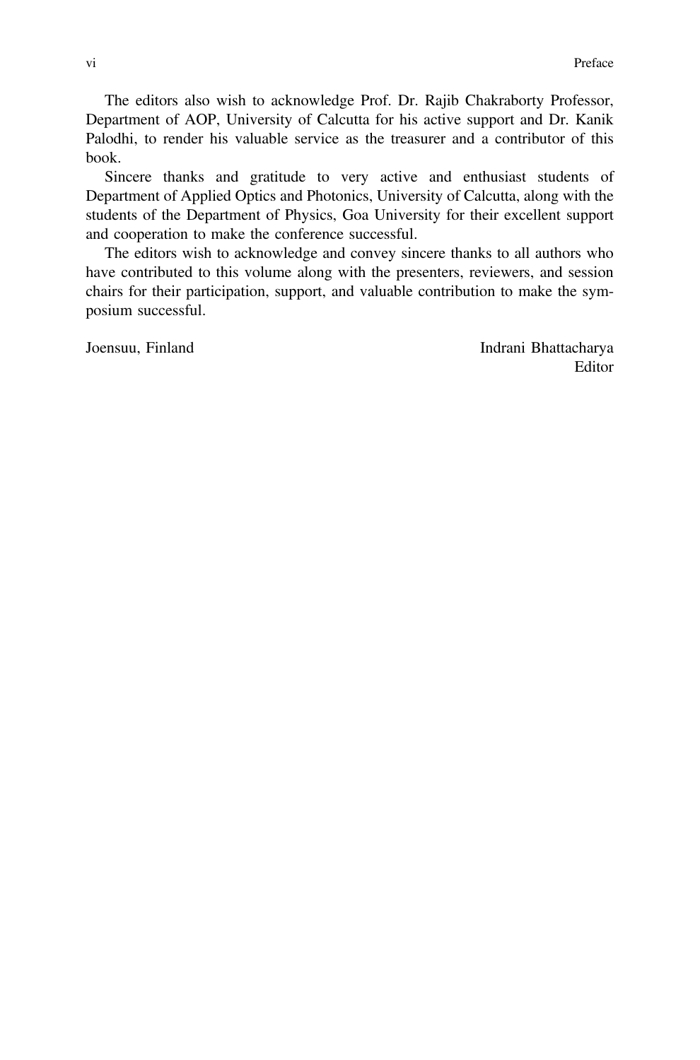The editors also wish to acknowledge Prof. Dr. Rajib Chakraborty Professor, Department of AOP, University of Calcutta for his active support and Dr. Kanik Palodhi, to render his valuable service as the treasurer and a contributor of this book.

Sincere thanks and gratitude to very active and enthusiast students of Department of Applied Optics and Photonics, University of Calcutta, along with the students of the Department of Physics, Goa University for their excellent support and cooperation to make the conference successful.

The editors wish to acknowledge and convey sincere thanks to all authors who have contributed to this volume along with the presenters, reviewers, and session chairs for their participation, support, and valuable contribution to make the symposium successful.

Joensuu, Finland

Indrani Bhattacharya
Editor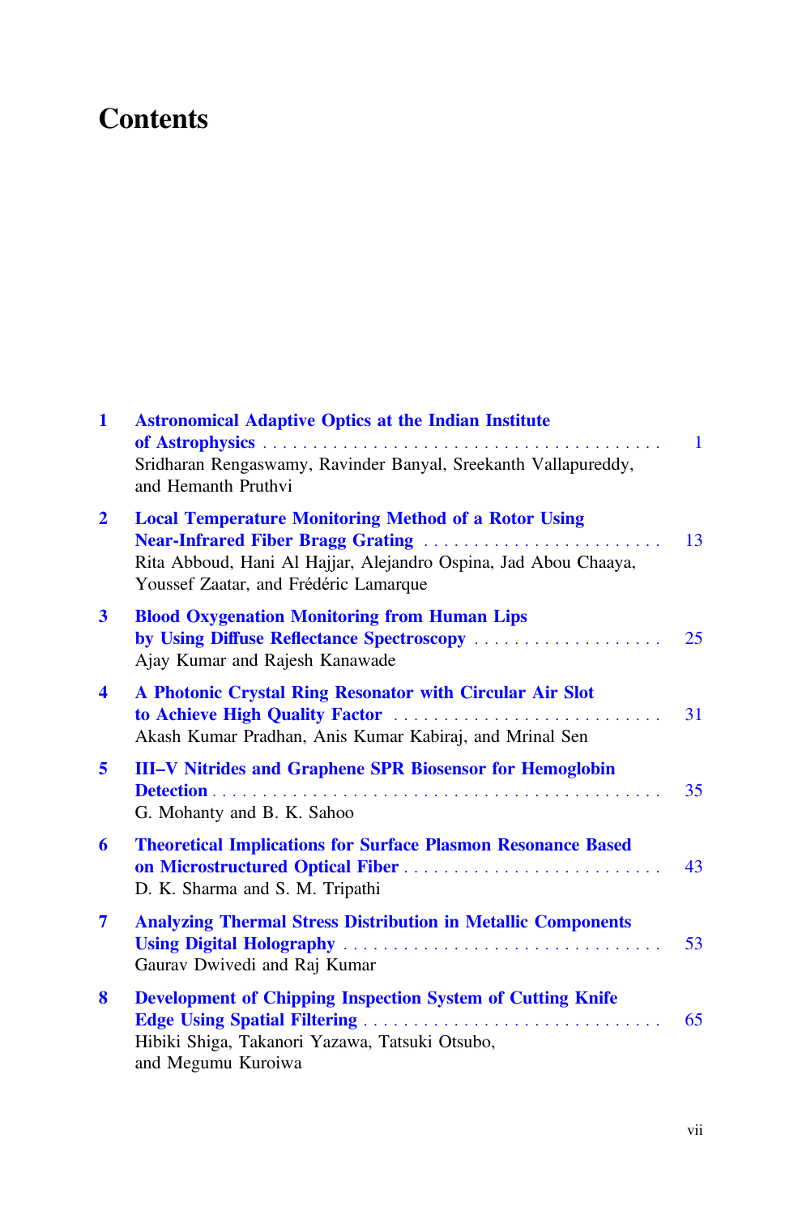# Contents

**1 Astronomical Adaptive Optics at the Indian Institute of Astrophysics** . . . . . . . . . . . . . . . . . . . . . . . . . . . . . . . . . . . . . . . 1
Sridharan Rengaswamy, Ravinder Banyal, Sreekanth Vallapureddy, and Hemanth Pruthvi

**2 Local Temperature Monitoring Method of a Rotor Using Near-Infrared Fiber Bragg Grating** . . . . . . . . . . . . . . . . . . . . . . . . 13
Rita Abboud, Hani Al Hajjar, Alejandro Ospina, Jad Abou Chaaya, Youssef Zaatar, and Frédéric Lamarque

**3 Blood Oxygenation Monitoring from Human Lips by Using Diffuse Reflectance Spectroscopy** . . . . . . . . . . . . . . . . . . . 25
Ajay Kumar and Rajesh Kanawade

**4 A Photonic Crystal Ring Resonator with Circular Air Slot to Achieve High Quality Factor** . . . . . . . . . . . . . . . . . . . . . . . . . . . 31
Akash Kumar Pradhan, Anis Kumar Kabiraj, and Mrinal Sen

**5 III–V Nitrides and Graphene SPR Biosensor for Hemoglobin Detection** . . . . . . . . . . . . . . . . . . . . . . . . . . . . . . . . . . . . . . . . . . . . 35
G. Mohanty and B. K. Sahoo

**6 Theoretical Implications for Surface Plasmon Resonance Based on Microstructured Optical Fiber** . . . . . . . . . . . . . . . . . . . . . . . . . 43
D. K. Sharma and S. M. Tripathi

**7 Analyzing Thermal Stress Distribution in Metallic Components Using Digital Holography** . . . . . . . . . . . . . . . . . . . . . . . . . . . . . . . . 53
Gaurav Dwivedi and Raj Kumar

**8 Development of Chipping Inspection System of Cutting Knife Edge Using Spatial Filtering** . . . . . . . . . . . . . . . . . . . . . . . . . . . . . . 65
Hibiki Shiga, Takanori Yazawa, Tatsuki Otsubo, and Megumu Kuroiwa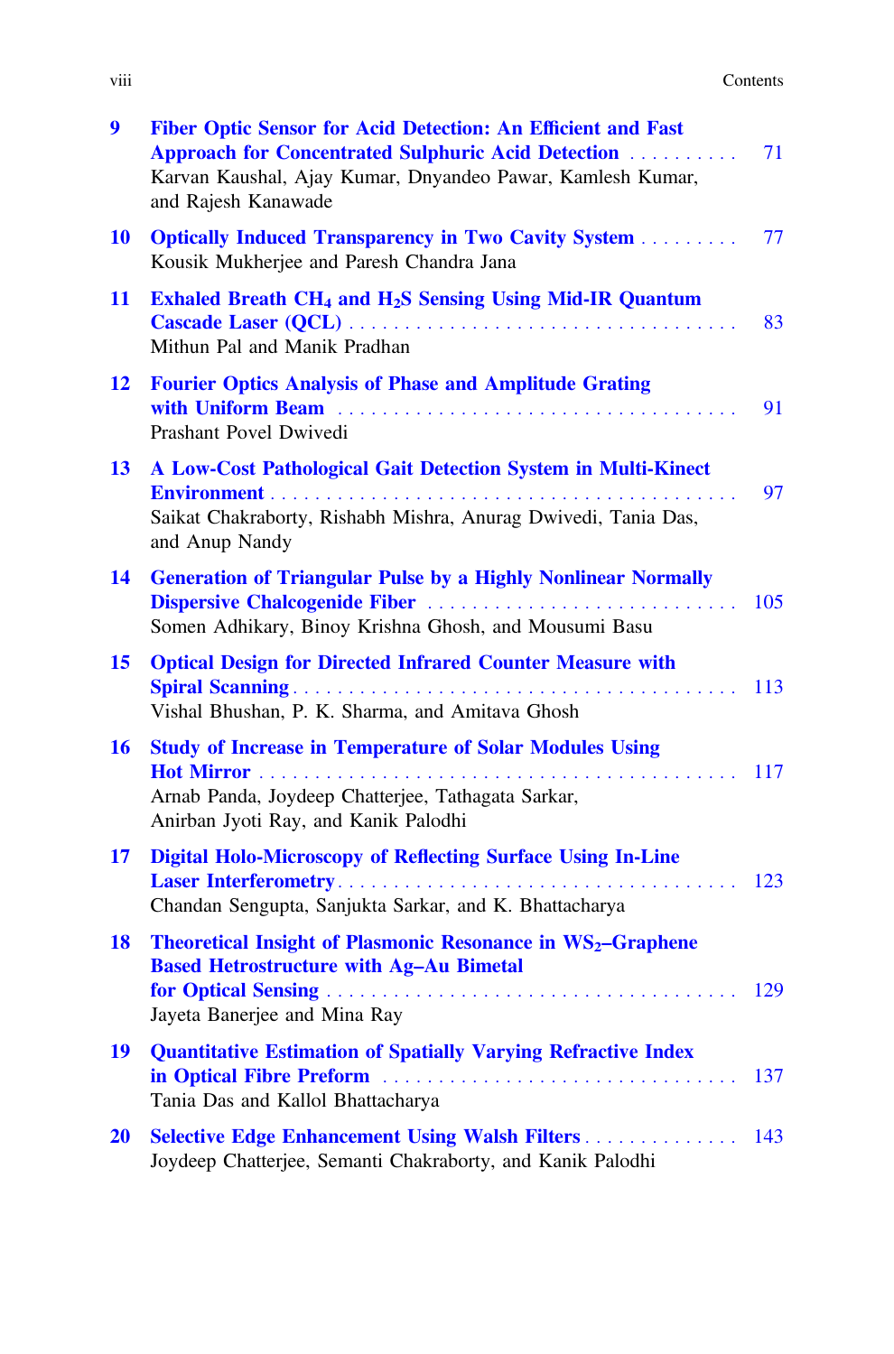| | | |
|---|---|---|
| 9 | **Fiber Optic Sensor for Acid Detection: An Efficient and Fast Approach for Concentrated Sulphuric Acid Detection**<br>Karvan Kaushal, Ajay Kumar, Dnyandeo Pawar, Kamlesh Kumar, and Rajesh Kanawade | 71 |
| 10 | **Optically Induced Transparency in Two Cavity System**<br>Kousik Mukherjee and Paresh Chandra Jana | 77 |
| 11 | **Exhaled Breath $CH_4$ and $H_2S$ Sensing Using Mid-IR Quantum Cascade Laser (QCL)**<br>Mithun Pal and Manik Pradhan | 83 |
| 12 | **Fourier Optics Analysis of Phase and Amplitude Grating with Uniform Beam**<br>Prashant Povel Dwivedi | 91 |
| 13 | **A Low-Cost Pathological Gait Detection System in Multi-Kinect Environment**<br>Saikat Chakraborty, Rishabh Mishra, Anurag Dwivedi, Tania Das, and Anup Nandy | 97 |
| 14 | **Generation of Triangular Pulse by a Highly Nonlinear Normally Dispersive Chalcogenide Fiber**<br>Somen Adhikary, Binoy Krishna Ghosh, and Mousumi Basu | 105 |
| 15 | **Optical Design for Directed Infrared Counter Measure with Spiral Scanning**<br>Vishal Bhushan, P. K. Sharma, and Amitava Ghosh | 113 |
| 16 | **Study of Increase in Temperature of Solar Modules Using Hot Mirror**<br>Arnab Panda, Joydeep Chatterjee, Tathagata Sarkar, Anirban Jyoti Ray, and Kanik Palodhi | 117 |
| 17 | **Digital Holo-Microscopy of Reflecting Surface Using In-Line Laser Interferometry**<br>Chandan Sengupta, Sanjukta Sarkar, and K. Bhattacharya | 123 |
| 18 | **Theoretical Insight of Plasmonic Resonance in $WS_2$–Graphene Based Hetrostructure with Ag–Au Bimetal for Optical Sensing**<br>Jayeta Banerjee and Mina Ray | 129 |
| 19 | **Quantitative Estimation of Spatially Varying Refractive Index in Optical Fibre Preform**<br>Tania Das and Kallol Bhattacharya | 137 |
| 20 | **Selective Edge Enhancement Using Walsh Filters**<br>Joydeep Chatterjee, Semanti Chakraborty, and Kanik Palodhi | 143 |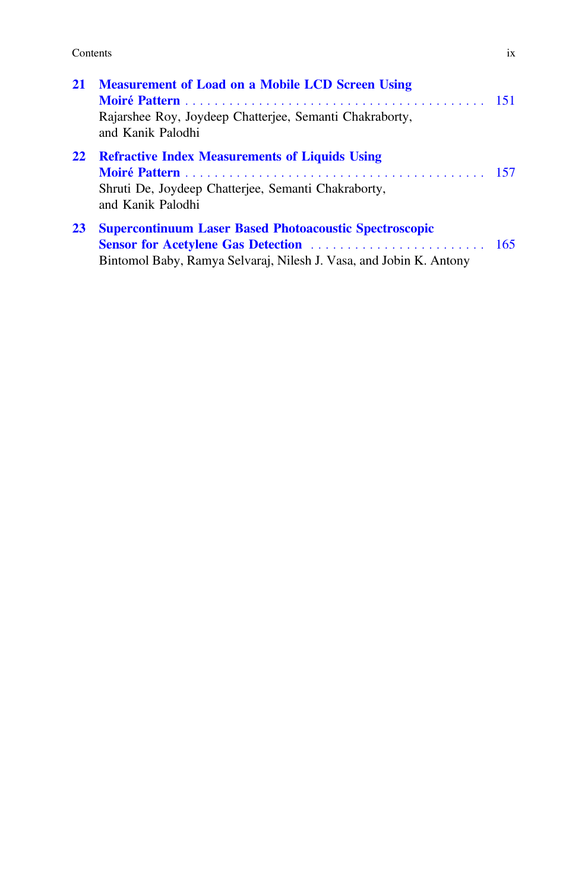**21 Measurement of Load on a Mobile LCD Screen Using Moiré Pattern** . . . . . . . . . . . . . . . . . . . . . . . . . . . . . . . . . . . . . . . . . 151
Rajarshee Roy, Joydeep Chatterjee, Semanti Chakraborty, and Kanik Palodhi

**22 Refractive Index Measurements of Liquids Using Moiré Pattern** . . . . . . . . . . . . . . . . . . . . . . . . . . . . . . . . . . . . . . . . . 157
Shruti De, Joydeep Chatterjee, Semanti Chakraborty, and Kanik Palodhi

**23 Supercontinuum Laser Based Photoacoustic Spectroscopic Sensor for Acetylene Gas Detection** . . . . . . . . . . . . . . . . . . . . . . . . . 165
Bintomol Baby, Ramya Selvaraj, Nilesh J. Vasa, and Jobin K. Antony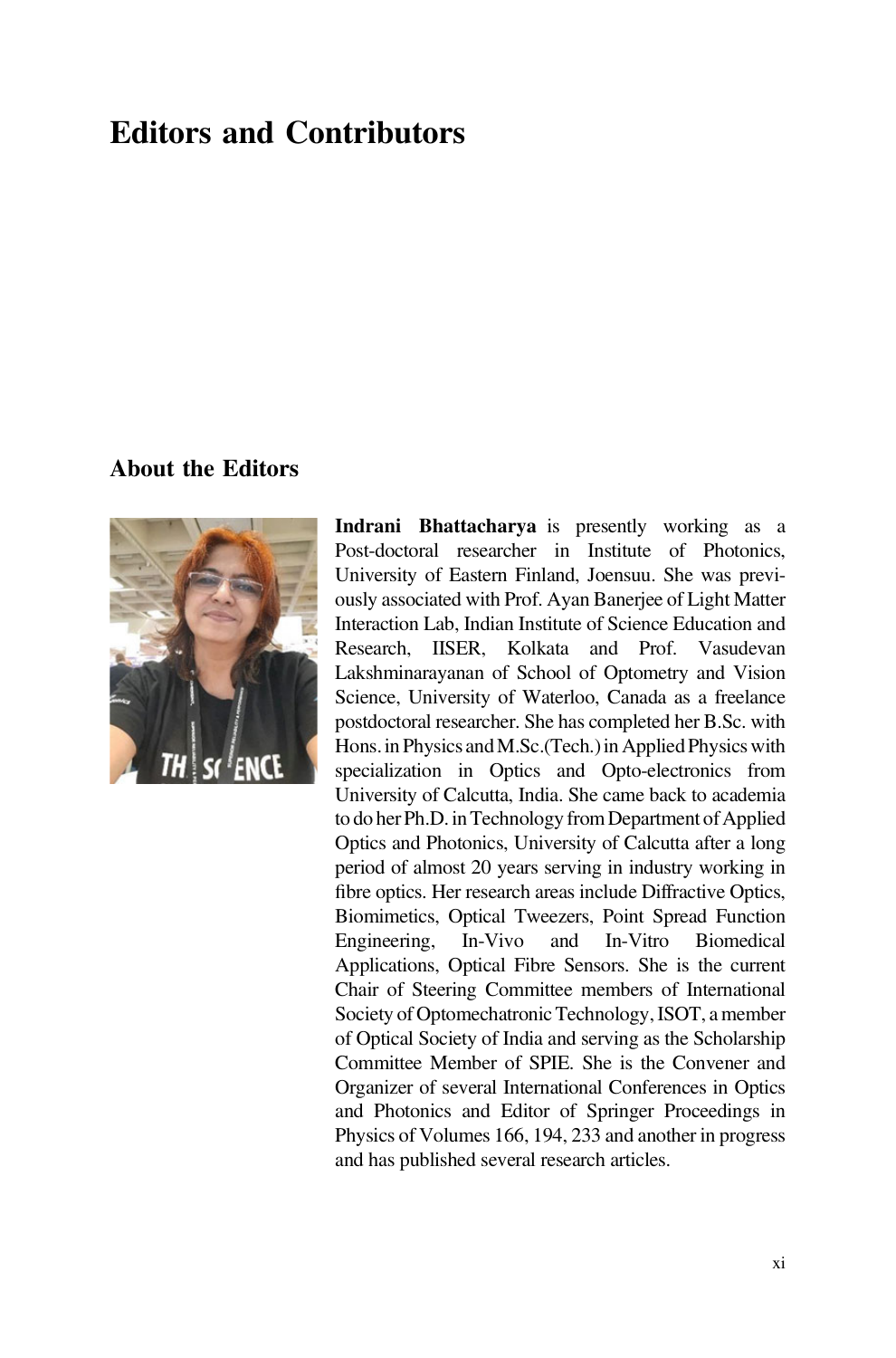# Editors and Contributors

## About the Editors

**Indrani Bhattacharya** is presently working as a Post-doctoral researcher in Institute of Photonics, University of Eastern Finland, Joensuu. She was previously associated with Prof. Ayan Banerjee of Light Matter Interaction Lab, Indian Institute of Science Education and Research, IISER, Kolkata and Prof. Vasudevan Lakshminarayanan of School of Optometry and Vision Science, University of Waterloo, Canada as a freelance postdoctoral researcher. She has completed her B.Sc. with Hons. in Physics and M.Sc.(Tech.) in Applied Physics with specialization in Optics and Opto-electronics from University of Calcutta, India. She came back to academia to do her Ph.D. in Technology from Department of Applied Optics and Photonics, University of Calcutta after a long period of almost 20 years serving in industry working in fibre optics. Her research areas include Diffractive Optics, Biomimetics, Optical Tweezers, Point Spread Function Engineering, In-Vivo and In-Vitro Biomedical Applications, Optical Fibre Sensors. She is the current Chair of Steering Committee members of International Society of Optomechatronic Technology, ISOT, a member of Optical Society of India and serving as the Scholarship Committee Member of SPIE. She is the Convener and Organizer of several International Conferences in Optics and Photonics and Editor of Springer Proceedings in Physics of Volumes 166, 194, 233 and another in progress and has published several research articles.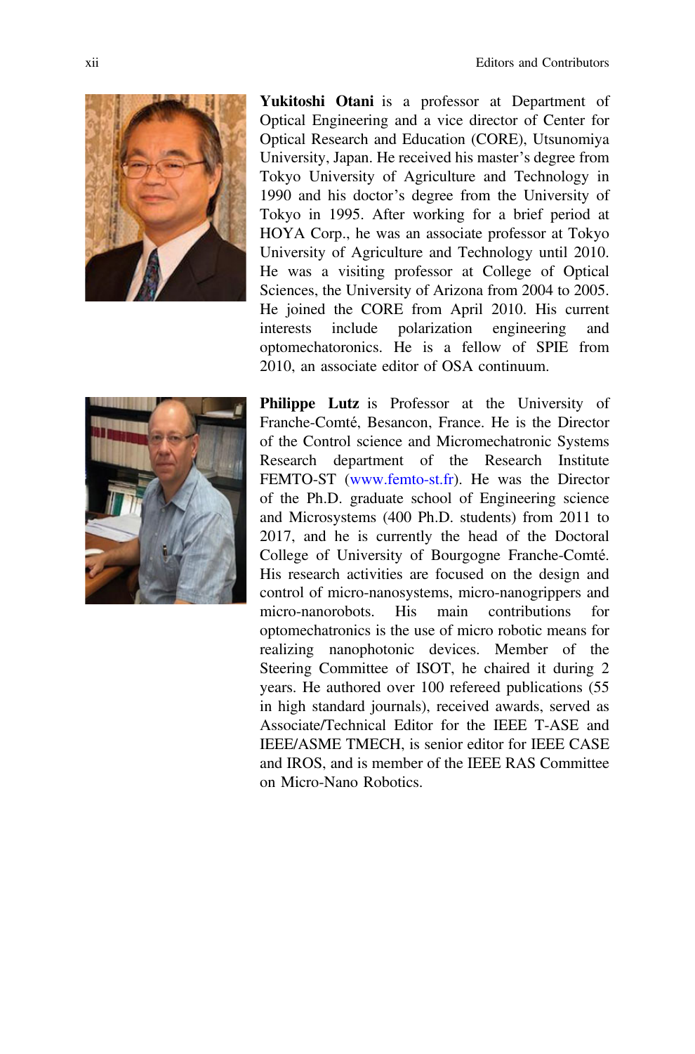**Yukitoshi Otani** is a professor at Department of Optical Engineering and a vice director of Center for Optical Research and Education (CORE), Utsunomiya University, Japan. He received his master's degree from Tokyo University of Agriculture and Technology in 1990 and his doctor's degree from the University of Tokyo in 1995. After working for a brief period at HOYA Corp., he was an associate professor at Tokyo University of Agriculture and Technology until 2010. He was a visiting professor at College of Optical Sciences, the University of Arizona from 2004 to 2005. He joined the CORE from April 2010. His current interests include polarization engineering and optomechatoronics. He is a fellow of SPIE from 2010, an associate editor of OSA continuum.

**Philippe Lutz** is Professor at the University of Franche-Comté, Besancon, France. He is the Director of the Control science and Micromechatronic Systems Research department of the Research Institute FEMTO-ST (www.femto-st.fr). He was the Director of the Ph.D. graduate school of Engineering science and Microsystems (400 Ph.D. students) from 2011 to 2017, and he is currently the head of the Doctoral College of University of Bourgogne Franche-Comté. His research activities are focused on the design and control of micro-nanosystems, micro-nanogrippers and micro-nanorobots. His main contributions for optomechatronics is the use of micro robotic means for realizing nanophotonic devices. Member of the Steering Committee of ISOT, he chaired it during 2 years. He authored over 100 refereed publications (55 in high standard journals), received awards, served as Associate/Technical Editor for the IEEE T-ASE and IEEE/ASME TMECH, is senior editor for IEEE CASE and IROS, and is member of the IEEE RAS Committee on Micro-Nano Robotics.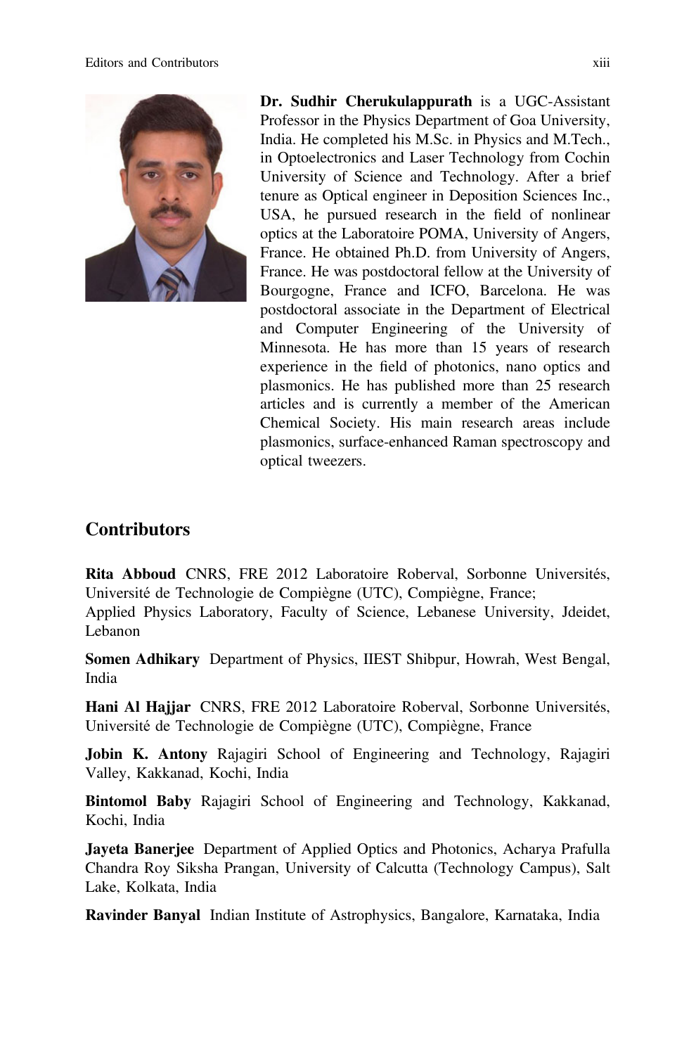**Dr. Sudhir Cherukulappurath** is a UGC-Assistant Professor in the Physics Department of Goa University, India. He completed his M.Sc. in Physics and M.Tech., in Optoelectronics and Laser Technology from Cochin University of Science and Technology. After a brief tenure as Optical engineer in Deposition Sciences Inc., USA, he pursued research in the field of nonlinear optics at the Laboratoire POMA, University of Angers, France. He obtained Ph.D. from University of Angers, France. He was postdoctoral fellow at the University of Bourgogne, France and ICFO, Barcelona. He was postdoctoral associate in the Department of Electrical and Computer Engineering of the University of Minnesota. He has more than 15 years of research experience in the field of photonics, nano optics and plasmonics. He has published more than 25 research articles and is currently a member of the American Chemical Society. His main research areas include plasmonics, surface-enhanced Raman spectroscopy and optical tweezers.

## Contributors

**Rita Abboud** CNRS, FRE 2012 Laboratoire Roberval, Sorbonne Universités, Université de Technologie de Compiègne (UTC), Compiègne, France;
Applied Physics Laboratory, Faculty of Science, Lebanese University, Jdeidet, Lebanon

**Somen Adhikary** Department of Physics, IIEST Shibpur, Howrah, West Bengal, India

**Hani Al Hajjar** CNRS, FRE 2012 Laboratoire Roberval, Sorbonne Universités, Université de Technologie de Compiègne (UTC), Compiègne, France

**Jobin K. Antony** Rajagiri School of Engineering and Technology, Rajagiri Valley, Kakkanad, Kochi, India

**Bintomol Baby** Rajagiri School of Engineering and Technology, Kakkanad, Kochi, India

**Jayeta Banerjee** Department of Applied Optics and Photonics, Acharya Prafulla Chandra Roy Siksha Prangan, University of Calcutta (Technology Campus), Salt Lake, Kolkata, India

**Ravinder Banyal** Indian Institute of Astrophysics, Bangalore, Karnataka, India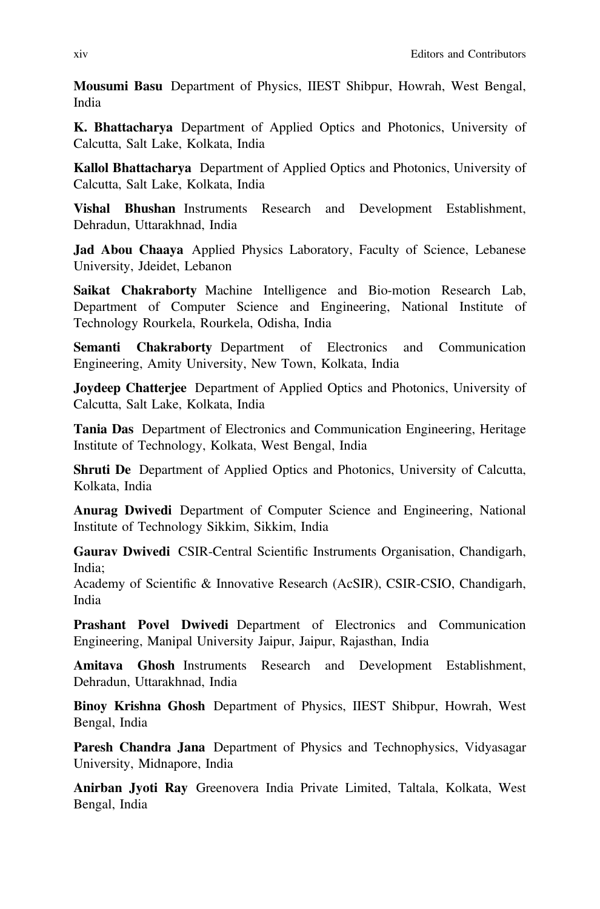**Mousumi Basu** Department of Physics, IIEST Shibpur, Howrah, West Bengal, India

**K. Bhattacharya** Department of Applied Optics and Photonics, University of Calcutta, Salt Lake, Kolkata, India

**Kallol Bhattacharya** Department of Applied Optics and Photonics, University of Calcutta, Salt Lake, Kolkata, India

**Vishal Bhushan** Instruments Research and Development Establishment, Dehradun, Uttarakhnad, India

**Jad Abou Chaaya** Applied Physics Laboratory, Faculty of Science, Lebanese University, Jdeidet, Lebanon

**Saikat Chakraborty** Machine Intelligence and Bio-motion Research Lab, Department of Computer Science and Engineering, National Institute of Technology Rourkela, Rourkela, Odisha, India

**Semanti Chakraborty** Department of Electronics and Communication Engineering, Amity University, New Town, Kolkata, India

**Joydeep Chatterjee** Department of Applied Optics and Photonics, University of Calcutta, Salt Lake, Kolkata, India

**Tania Das** Department of Electronics and Communication Engineering, Heritage Institute of Technology, Kolkata, West Bengal, India

**Shruti De** Department of Applied Optics and Photonics, University of Calcutta, Kolkata, India

**Anurag Dwivedi** Department of Computer Science and Engineering, National Institute of Technology Sikkim, Sikkim, India

**Gaurav Dwivedi** CSIR-Central Scientific Instruments Organisation, Chandigarh, India;
Academy of Scientific & Innovative Research (AcSIR), CSIR-CSIO, Chandigarh, India

**Prashant Povel Dwivedi** Department of Electronics and Communication Engineering, Manipal University Jaipur, Jaipur, Rajasthan, India

**Amitava Ghosh** Instruments Research and Development Establishment, Dehradun, Uttarakhnad, India

**Binoy Krishna Ghosh** Department of Physics, IIEST Shibpur, Howrah, West Bengal, India

**Paresh Chandra Jana** Department of Physics and Technophysics, Vidyasagar University, Midnapore, India

**Anirban Jyoti Ray** Greenovera India Private Limited, Taltala, Kolkata, West Bengal, India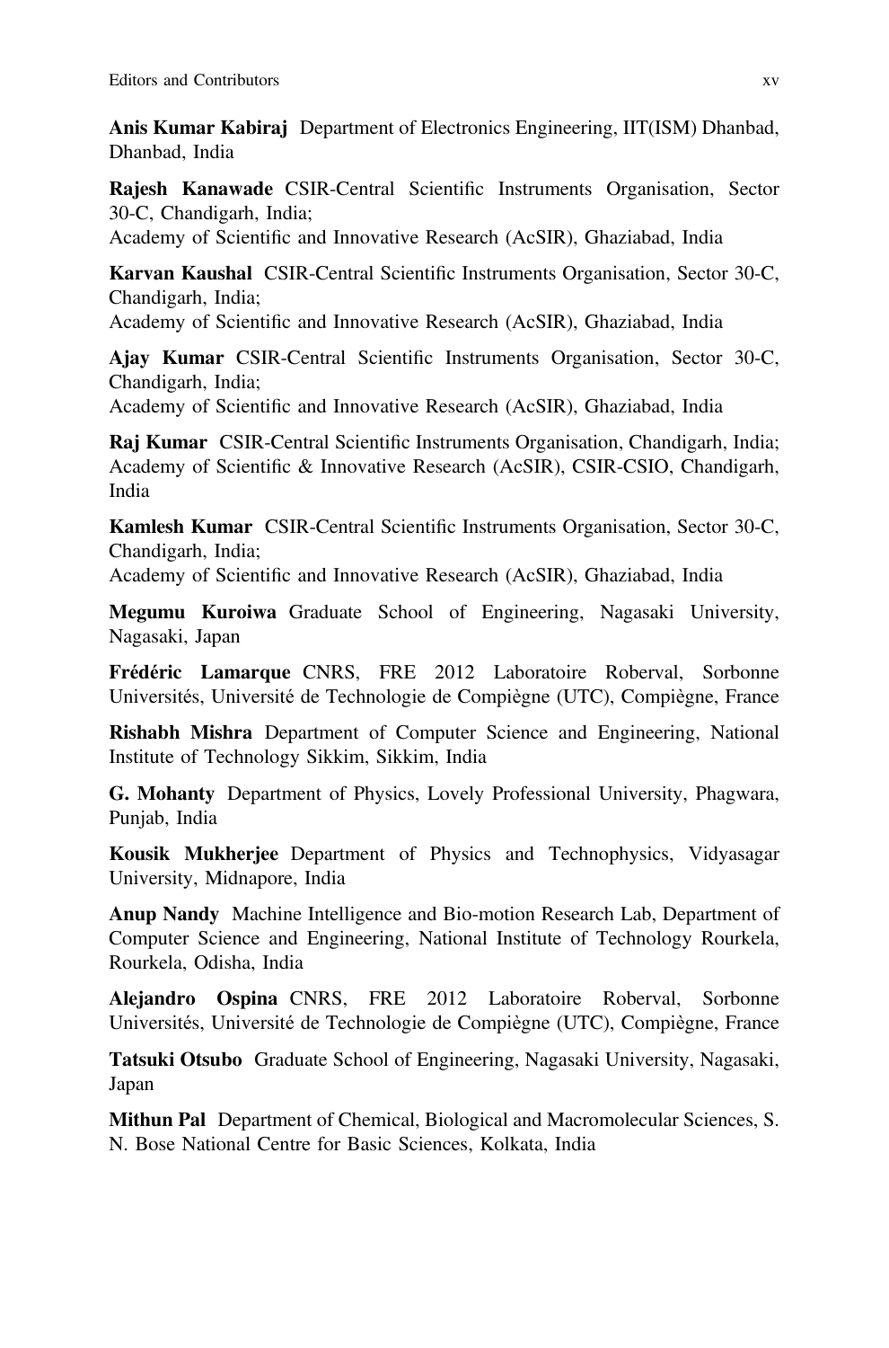**Anis Kumar Kabiraj** Department of Electronics Engineering, IIT(ISM) Dhanbad, Dhanbad, India

**Rajesh Kanawade** CSIR-Central Scientific Instruments Organisation, Sector 30-C, Chandigarh, India;
Academy of Scientific and Innovative Research (AcSIR), Ghaziabad, India

**Karvan Kaushal** CSIR-Central Scientific Instruments Organisation, Sector 30-C, Chandigarh, India;
Academy of Scientific and Innovative Research (AcSIR), Ghaziabad, India

**Ajay Kumar** CSIR-Central Scientific Instruments Organisation, Sector 30-C, Chandigarh, India;
Academy of Scientific and Innovative Research (AcSIR), Ghaziabad, India

**Raj Kumar** CSIR-Central Scientific Instruments Organisation, Chandigarh, India;
Academy of Scientific & Innovative Research (AcSIR), CSIR-CSIO, Chandigarh, India

**Kamlesh Kumar** CSIR-Central Scientific Instruments Organisation, Sector 30-C, Chandigarh, India;
Academy of Scientific and Innovative Research (AcSIR), Ghaziabad, India

**Megumu Kuroiwa** Graduate School of Engineering, Nagasaki University, Nagasaki, Japan

**Frédéric Lamarque** CNRS, FRE 2012 Laboratoire Roberval, Sorbonne Universités, Université de Technologie de Compiègne (UTC), Compiègne, France

**Rishabh Mishra** Department of Computer Science and Engineering, National Institute of Technology Sikkim, Sikkim, India

**G. Mohanty** Department of Physics, Lovely Professional University, Phagwara, Punjab, India

**Kousik Mukherjee** Department of Physics and Technophysics, Vidyasagar University, Midnapore, India

**Anup Nandy** Machine Intelligence and Bio-motion Research Lab, Department of Computer Science and Engineering, National Institute of Technology Rourkela, Rourkela, Odisha, India

**Alejandro Ospina** CNRS, FRE 2012 Laboratoire Roberval, Sorbonne Universités, Université de Technologie de Compiègne (UTC), Compiègne, France

**Tatsuki Otsubo** Graduate School of Engineering, Nagasaki University, Nagasaki, Japan

**Mithun Pal** Department of Chemical, Biological and Macromolecular Sciences, S. N. Bose National Centre for Basic Sciences, Kolkata, India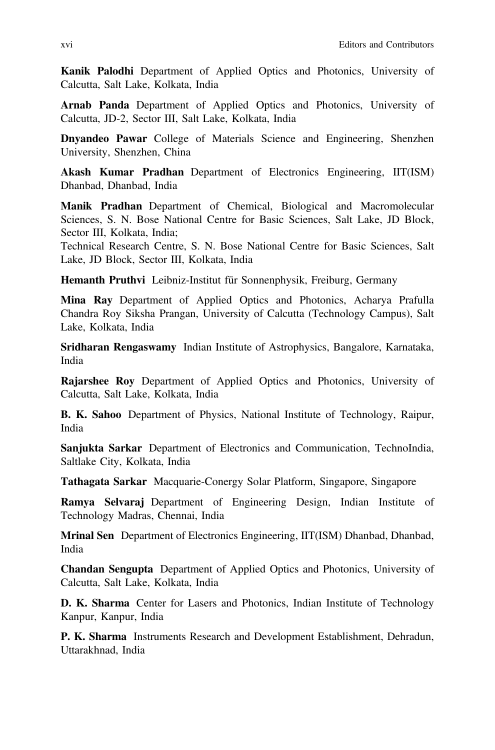**Kanik Palodhi** Department of Applied Optics and Photonics, University of Calcutta, Salt Lake, Kolkata, India

**Arnab Panda** Department of Applied Optics and Photonics, University of Calcutta, JD-2, Sector III, Salt Lake, Kolkata, India

**Dnyandeo Pawar** College of Materials Science and Engineering, Shenzhen University, Shenzhen, China

**Akash Kumar Pradhan** Department of Electronics Engineering, IIT(ISM) Dhanbad, Dhanbad, India

**Manik Pradhan** Department of Chemical, Biological and Macromolecular Sciences, S. N. Bose National Centre for Basic Sciences, Salt Lake, JD Block, Sector III, Kolkata, India;
Technical Research Centre, S. N. Bose National Centre for Basic Sciences, Salt Lake, JD Block, Sector III, Kolkata, India

**Hemanth Pruthvi** Leibniz-Institut für Sonnenphysik, Freiburg, Germany

**Mina Ray** Department of Applied Optics and Photonics, Acharya Prafulla Chandra Roy Siksha Prangan, University of Calcutta (Technology Campus), Salt Lake, Kolkata, India

**Sridharan Rengaswamy** Indian Institute of Astrophysics, Bangalore, Karnataka, India

**Rajarshee Roy** Department of Applied Optics and Photonics, University of Calcutta, Salt Lake, Kolkata, India

**B. K. Sahoo** Department of Physics, National Institute of Technology, Raipur, India

**Sanjukta Sarkar** Department of Electronics and Communication, TechnoIndia, Saltlake City, Kolkata, India

**Tathagata Sarkar** Macquarie-Conergy Solar Platform, Singapore, Singapore

**Ramya Selvaraj** Department of Engineering Design, Indian Institute of Technology Madras, Chennai, India

**Mrinal Sen** Department of Electronics Engineering, IIT(ISM) Dhanbad, Dhanbad, India

**Chandan Sengupta** Department of Applied Optics and Photonics, University of Calcutta, Salt Lake, Kolkata, India

**D. K. Sharma** Center for Lasers and Photonics, Indian Institute of Technology Kanpur, Kanpur, India

**P. K. Sharma** Instruments Research and Development Establishment, Dehradun, Uttarakhnad, India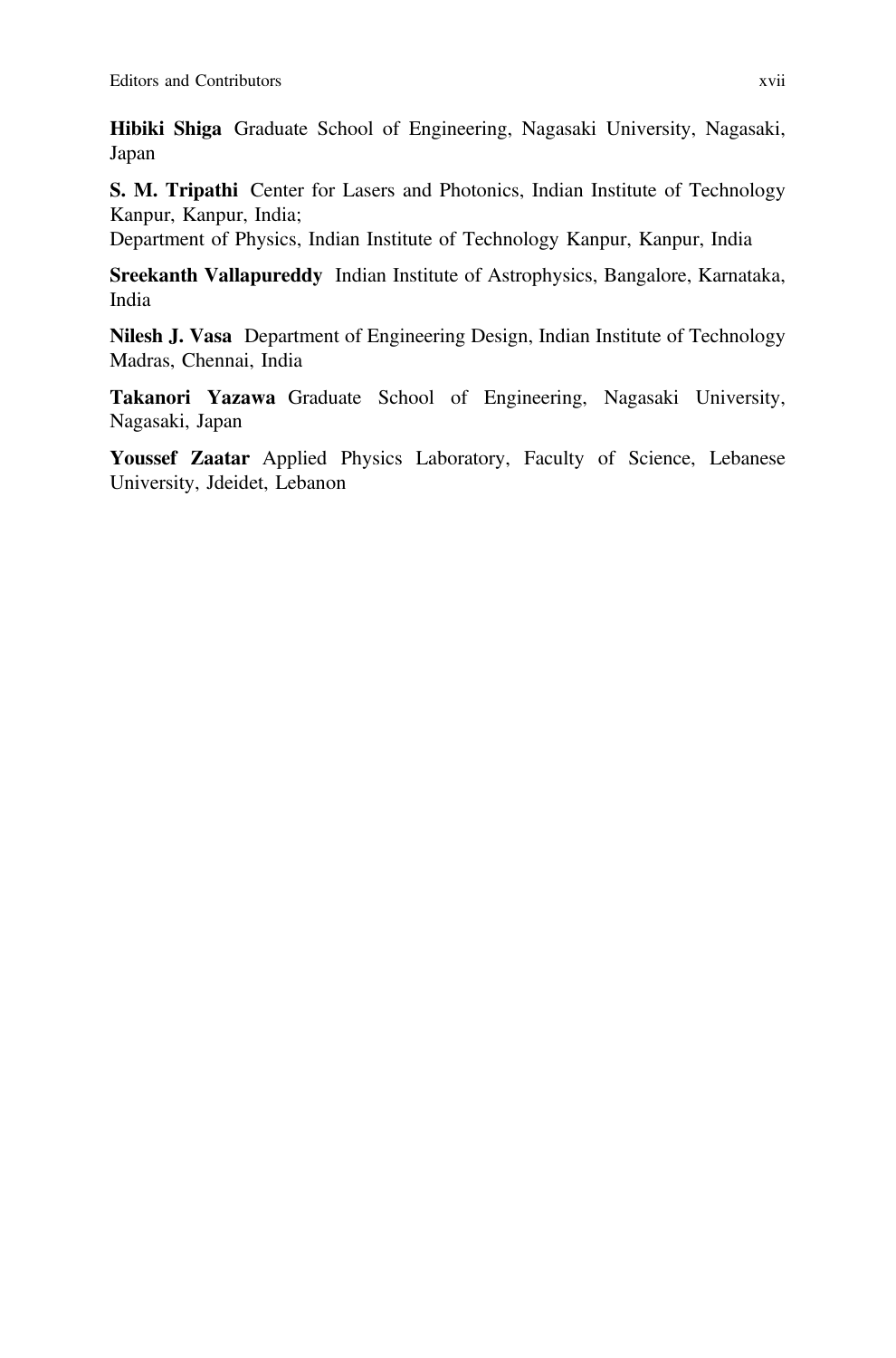**Hibiki Shiga** Graduate School of Engineering, Nagasaki University, Nagasaki, Japan

**S. M. Tripathi** Center for Lasers and Photonics, Indian Institute of Technology Kanpur, Kanpur, India;
Department of Physics, Indian Institute of Technology Kanpur, Kanpur, India

**Sreekanth Vallapureddy** Indian Institute of Astrophysics, Bangalore, Karnataka, India

**Nilesh J. Vasa** Department of Engineering Design, Indian Institute of Technology Madras, Chennai, India

**Takanori Yazawa** Graduate School of Engineering, Nagasaki University, Nagasaki, Japan

**Youssef Zaatar** Applied Physics Laboratory, Faculty of Science, Lebanese University, Jdeidet, Lebanon